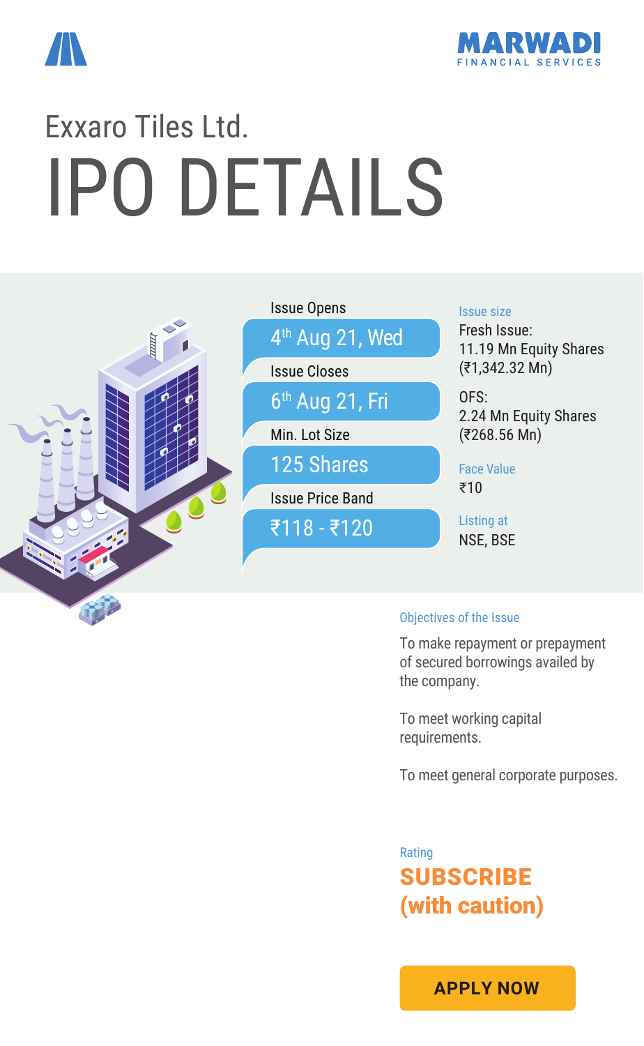MARWADI FINANCIAL SERVICES

# Exxaro Tiles Ltd.

# IPO DETAILS

**Issue Opens**
4th Aug 21, Wed

**Issue Closes**
6th Aug 21, Fri

**Min. Lot Size**
125 Shares

**Issue Price Band**
₹118 - ₹120

**Issue size**
Fresh Issue:
11.19 Mn Equity Shares
(₹1,342.32 Mn)

OFS:
2.24 Mn Equity Shares
(₹268.56 Mn)

**Face Value**
₹10

**Listing at**
NSE, BSE

**Objectives of the Issue**

To make repayment or prepayment of secured borrowings availed by the company.

To meet working capital requirements.

To meet general corporate purposes.

**Rating**

**SUBSCRIBE (with caution)**

APPLY NOW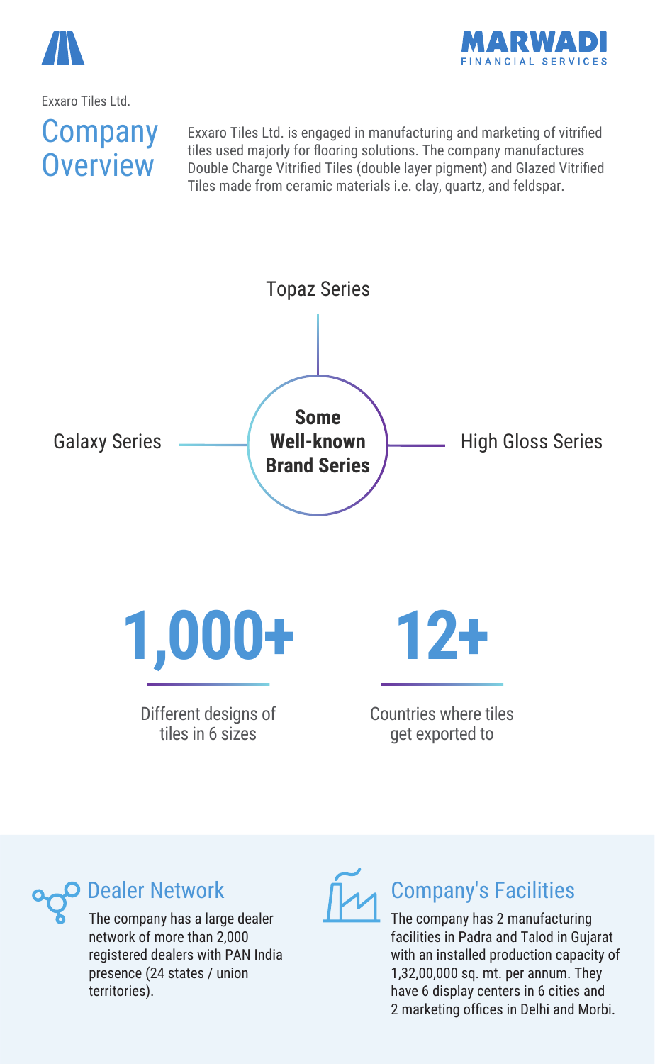Exxaro Tiles Ltd.

# Company Overview

Exxaro Tiles Ltd. is engaged in manufacturing and marketing of vitrified tiles used majorly for flooring solutions. The company manufactures Double Charge Vitrified Tiles (double layer pigment) and Glazed Vitrified Tiles made from ceramic materials i.e. clay, quartz, and feldspar.

## Some Well-known Brand Series

- Topaz Series
- Galaxy Series
- High Gloss Series

**1,000+**

Different designs of tiles in 6 sizes

**12+**

Countries where tiles get exported to

## Dealer Network

The company has a large dealer network of more than 2,000 registered dealers with PAN India presence (24 states / union territories).

## Company's Facilities

The company has 2 manufacturing facilities in Padra and Talod in Gujarat with an installed production capacity of 1,32,00,000 sq. mt. per annum. They have 6 display centers in 6 cities and 2 marketing offices in Delhi and Morbi.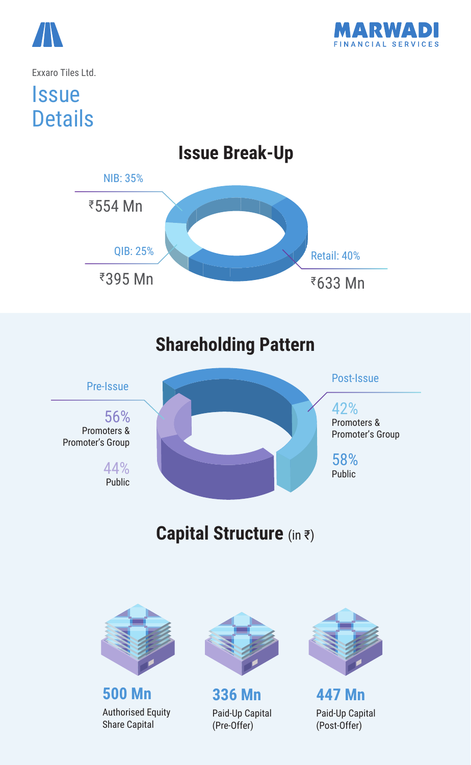Exxaro Tiles Ltd.

# Issue Details

## Issue Break-Up

| Category | Share | Amount |
|---|---|---|
| NIB | 35% | ₹554 Mn |
| QIB | 25% | ₹395 Mn |
| Retail | 40% | ₹633 Mn |

## Shareholding Pattern

| | Pre-Issue | Post-Issue |
|---|---|---|
| Promoters & Promoter's Group | 56% | 42% |
| Public | 44% | 58% |

## Capital Structure (in ₹)

| | |
|---|---|
| **500 Mn** | Authorised Equity Share Capital |
| **336 Mn** | Paid-Up Capital (Pre-Offer) |
| **447 Mn** | Paid-Up Capital (Post-Offer) |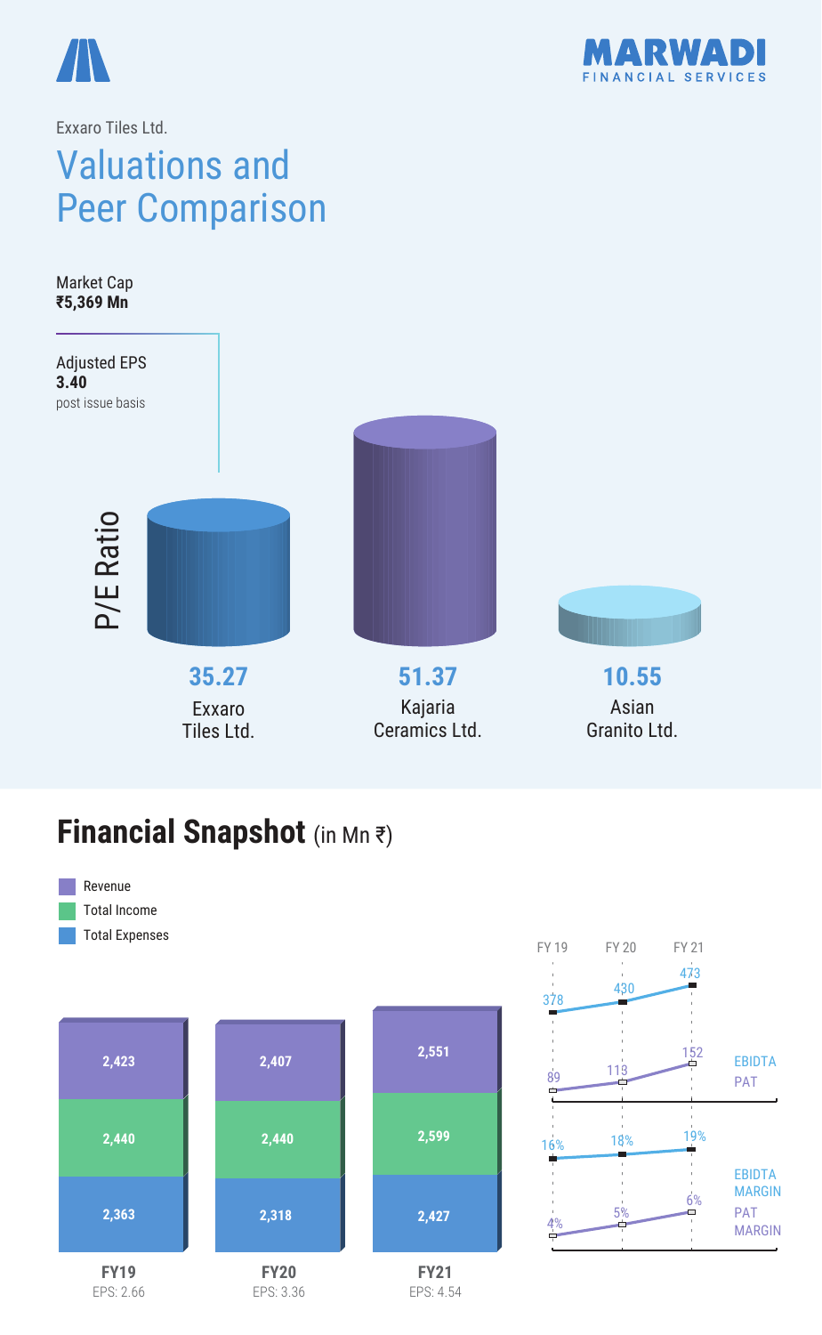Exxaro Tiles Ltd.

# Valuations and Peer Comparison

Market Cap
**₹5,369 Mn**

Adjusted EPS
**3.40**
post issue basis

**P/E Ratio**

| Company | P/E Ratio |
|---|---|
| Exxaro Tiles Ltd. | 35.27 |
| Kajaria Ceramics Ltd. | 51.37 |
| Asian Granito Ltd. | 10.55 |

## Financial Snapshot (in Mn ₹)

| | FY19 | FY20 | FY21 |
|---|---|---|---|
| Revenue | 2,423 | 2,407 | 2,551 |
| Total Income | 2,440 | 2,440 | 2,599 |
| Total Expenses | 2,363 | 2,318 | 2,427 |
| EPS | 2.66 | 3.36 | 4.54 |

| | FY 19 | FY 20 | FY 21 |
|---|---|---|---|
| EBIDTA | 378 | 430 | 473 |
| PAT | 89 | 113 | 152 |
| EBIDTA MARGIN | 16% | 18% | 19% |
| PAT MARGIN | 4% | 5% | 6% |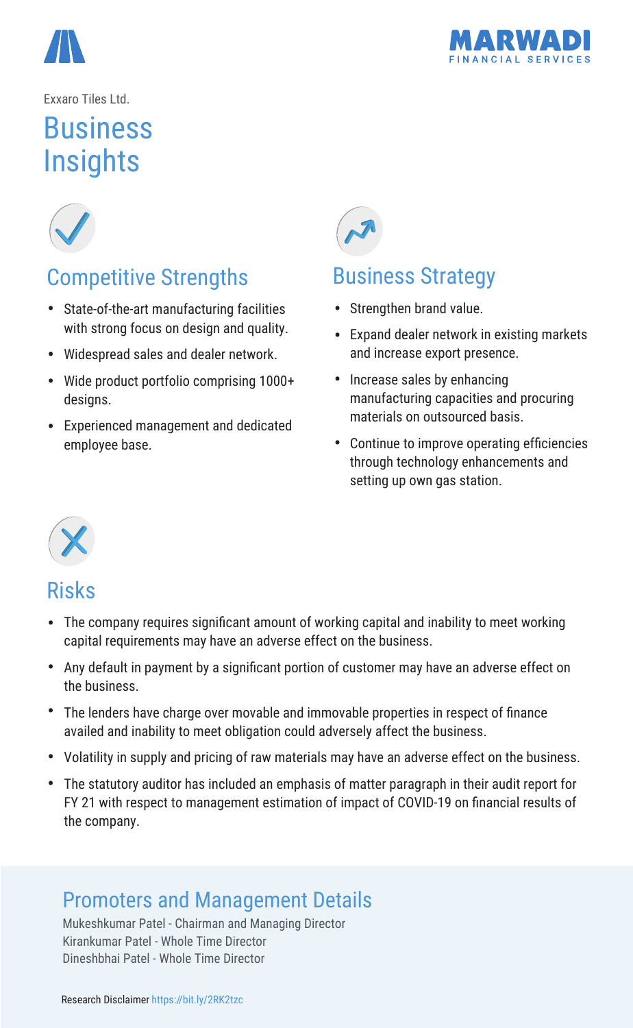Exxaro Tiles Ltd.

# Business Insights

## Competitive Strengths

- State-of-the-art manufacturing facilities with strong focus on design and quality.
- Widespread sales and dealer network.
- Wide product portfolio comprising 1000+ designs.
- Experienced management and dedicated employee base.

## Business Strategy

- Strengthen brand value.
- Expand dealer network in existing markets and increase export presence.
- Increase sales by enhancing manufacturing capacities and procuring materials on outsourced basis.
- Continue to improve operating efficiencies through technology enhancements and setting up own gas station.

## Risks

- The company requires significant amount of working capital and inability to meet working capital requirements may have an adverse effect on the business.
- Any default in payment by a significant portion of customer may have an adverse effect on the business.
- The lenders have charge over movable and immovable properties in respect of finance availed and inability to meet obligation could adversely affect the business.
- Volatility in supply and pricing of raw materials may have an adverse effect on the business.
- The statutory auditor has included an emphasis of matter paragraph in their audit report for FY 21 with respect to management estimation of impact of COVID-19 on financial results of the company.

## Promoters and Management Details

Mukeshkumar Patel - Chairman and Managing Director
Kirankumar Patel - Whole Time Director
Dineshbhai Patel - Whole Time Director

Research Disclaimer https://bit.ly/2RK2tzc